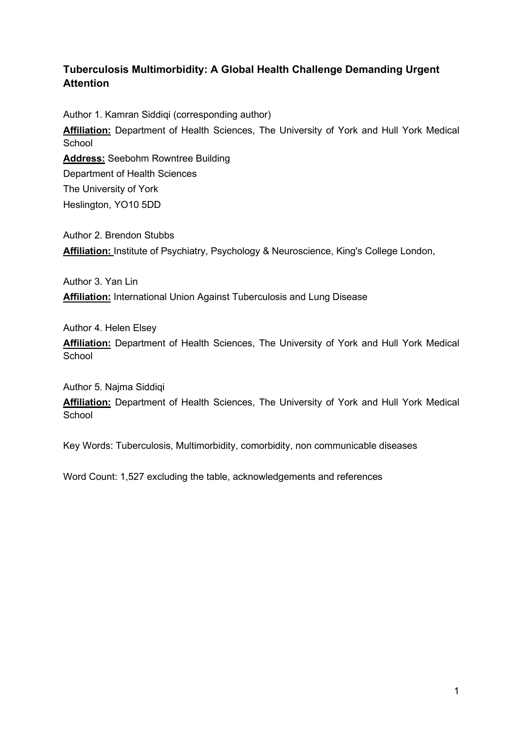# Tuberculosis Multimorbidity: A Global Health Challenge Demanding Urgent Attention

Author 1. Kamran Siddiqi (corresponding author)

**Affiliation:** Department of Health Sciences, The University of York and Hull York Medical School

**Address:** Seebohm Rowntree Building

Department of Health Sciences

The University of York

Heslington, YO10 5DD

Author 2. Brendon Stubbs

**Affiliation:** Institute of Psychiatry, Psychology & Neuroscience, King's College London,

Author 3. Yan Lin

**Affiliation:** International Union Against Tuberculosis and Lung Disease

Author 4. Helen Elsey

**Affiliation:** Department of Health Sciences, The University of York and Hull York Medical School

Author 5. Najma Siddiqi

**Affiliation:** Department of Health Sciences, The University of York and Hull York Medical School

Key Words: Tuberculosis, Multimorbidity, comorbidity, non communicable diseases

Word Count: 1,527 excluding the table, acknowledgements and references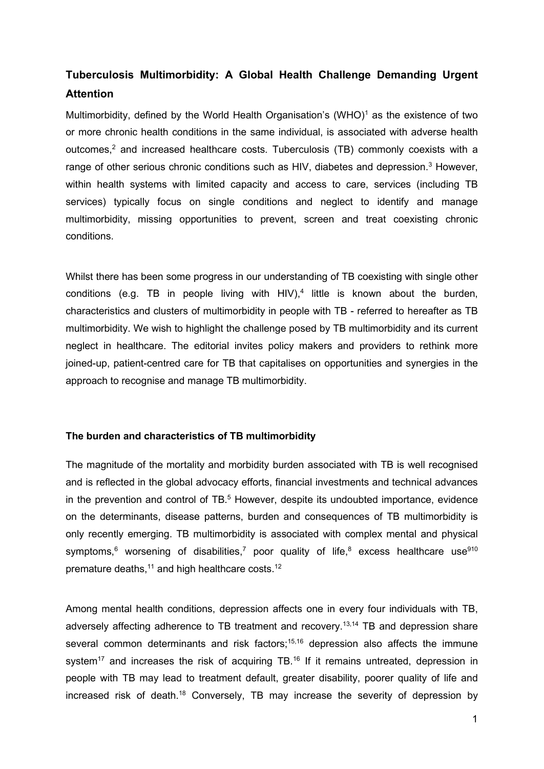## Tuberculosis Multimorbidity: A Global Health Challenge Demanding Urgent Attention

Multimorbidity, defined by the World Health Organisation's (WHO)[1] as the existence of two or more chronic health conditions in the same individual, is associated with adverse health outcomes,[2] and increased healthcare costs. Tuberculosis (TB) commonly coexists with a range of other serious chronic conditions such as HIV, diabetes and depression.[3] However, within health systems with limited capacity and access to care, services (including TB services) typically focus on single conditions and neglect to identify and manage multimorbidity, missing opportunities to prevent, screen and treat coexisting chronic conditions.

Whilst there has been some progress in our understanding of TB coexisting with single other conditions (e.g. TB in people living with HIV),[4] little is known about the burden, characteristics and clusters of multimorbidity in people with TB - referred to hereafter as TB multimorbidity. We wish to highlight the challenge posed by TB multimorbidity and its current neglect in healthcare. The editorial invites policy makers and providers to rethink more joined-up, patient-centred care for TB that capitalises on opportunities and synergies in the approach to recognise and manage TB multimorbidity.

### The burden and characteristics of TB multimorbidity

The magnitude of the mortality and morbidity burden associated with TB is well recognised and is reflected in the global advocacy efforts, financial investments and technical advances in the prevention and control of TB.[5] However, despite its undoubted importance, evidence on the determinants, disease patterns, burden and consequences of TB multimorbidity is only recently emerging. TB multimorbidity is associated with complex mental and physical symptoms,[6] worsening of disabilities,[7] poor quality of life,[8] excess healthcare use[9][10] premature deaths,[11] and high healthcare costs.[12]

Among mental health conditions, depression affects one in every four individuals with TB, adversely affecting adherence to TB treatment and recovery.[13,14] TB and depression share several common determinants and risk factors;[15,16] depression also affects the immune system[17] and increases the risk of acquiring TB.[16] If it remains untreated, depression in people with TB may lead to treatment default, greater disability, poorer quality of life and increased risk of death.[18] Conversely, TB may increase the severity of depression by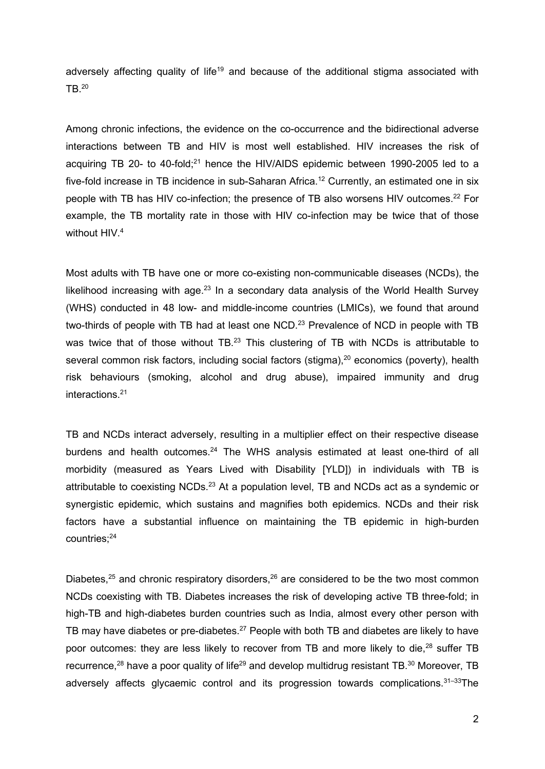adversely affecting quality of life[19] and because of the additional stigma associated with TB.[20]

Among chronic infections, the evidence on the co-occurrence and the bidirectional adverse interactions between TB and HIV is most well established. HIV increases the risk of acquiring TB 20- to 40-fold;[21] hence the HIV/AIDS epidemic between 1990-2005 led to a five-fold increase in TB incidence in sub-Saharan Africa.[12] Currently, an estimated one in six people with TB has HIV co-infection; the presence of TB also worsens HIV outcomes.[22] For example, the TB mortality rate in those with HIV co-infection may be twice that of those without HIV.[4]

Most adults with TB have one or more co-existing non-communicable diseases (NCDs), the likelihood increasing with age.[23] In a secondary data analysis of the World Health Survey (WHS) conducted in 48 low- and middle-income countries (LMICs), we found that around two-thirds of people with TB had at least one NCD.[23] Prevalence of NCD in people with TB was twice that of those without TB.[23] This clustering of TB with NCDs is attributable to several common risk factors, including social factors (stigma),[20] economics (poverty), health risk behaviours (smoking, alcohol and drug abuse), impaired immunity and drug interactions.[21]

TB and NCDs interact adversely, resulting in a multiplier effect on their respective disease burdens and health outcomes.[24] The WHS analysis estimated at least one-third of all morbidity (measured as Years Lived with Disability [YLD]) in individuals with TB is attributable to coexisting NCDs.[23] At a population level, TB and NCDs act as a syndemic or synergistic epidemic, which sustains and magnifies both epidemics. NCDs and their risk factors have a substantial influence on maintaining the TB epidemic in high-burden countries;[24]

Diabetes,[25] and chronic respiratory disorders,[26] are considered to be the two most common NCDs coexisting with TB. Diabetes increases the risk of developing active TB three-fold; in high-TB and high-diabetes burden countries such as India, almost every other person with TB may have diabetes or pre-diabetes.[27] People with both TB and diabetes are likely to have poor outcomes: they are less likely to recover from TB and more likely to die,[28] suffer TB recurrence,[28] have a poor quality of life[29] and develop multidrug resistant TB.[30] Moreover, TB adversely affects glycaemic control and its progression towards complications.[31–33]The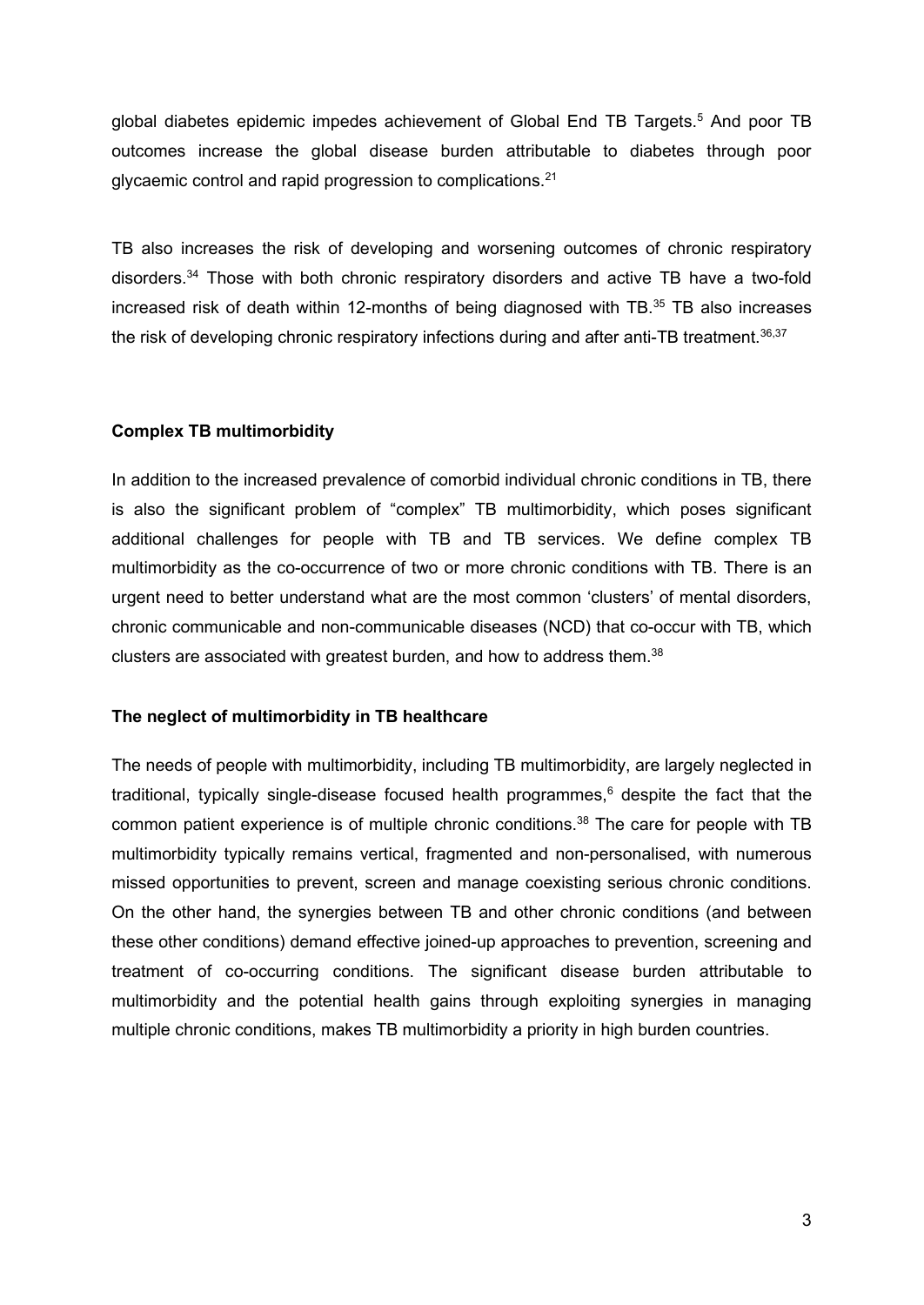global diabetes epidemic impedes achievement of Global End TB Targets.[5] And poor TB outcomes increase the global disease burden attributable to diabetes through poor glycaemic control and rapid progression to complications.[21]

TB also increases the risk of developing and worsening outcomes of chronic respiratory disorders.[34] Those with both chronic respiratory disorders and active TB have a two-fold increased risk of death within 12-months of being diagnosed with TB.[35] TB also increases the risk of developing chronic respiratory infections during and after anti-TB treatment.[36,37]

**Complex TB multimorbidity**

In addition to the increased prevalence of comorbid individual chronic conditions in TB, there is also the significant problem of "complex" TB multimorbidity, which poses significant additional challenges for people with TB and TB services. We define complex TB multimorbidity as the co-occurrence of two or more chronic conditions with TB. There is an urgent need to better understand what are the most common 'clusters' of mental disorders, chronic communicable and non-communicable diseases (NCD) that co-occur with TB, which clusters are associated with greatest burden, and how to address them.[38]

**The neglect of multimorbidity in TB healthcare**

The needs of people with multimorbidity, including TB multimorbidity, are largely neglected in traditional, typically single-disease focused health programmes,[6] despite the fact that the common patient experience is of multiple chronic conditions.[38] The care for people with TB multimorbidity typically remains vertical, fragmented and non-personalised, with numerous missed opportunities to prevent, screen and manage coexisting serious chronic conditions. On the other hand, the synergies between TB and other chronic conditions (and between these other conditions) demand effective joined-up approaches to prevention, screening and treatment of co-occurring conditions. The significant disease burden attributable to multimorbidity and the potential health gains through exploiting synergies in managing multiple chronic conditions, makes TB multimorbidity a priority in high burden countries.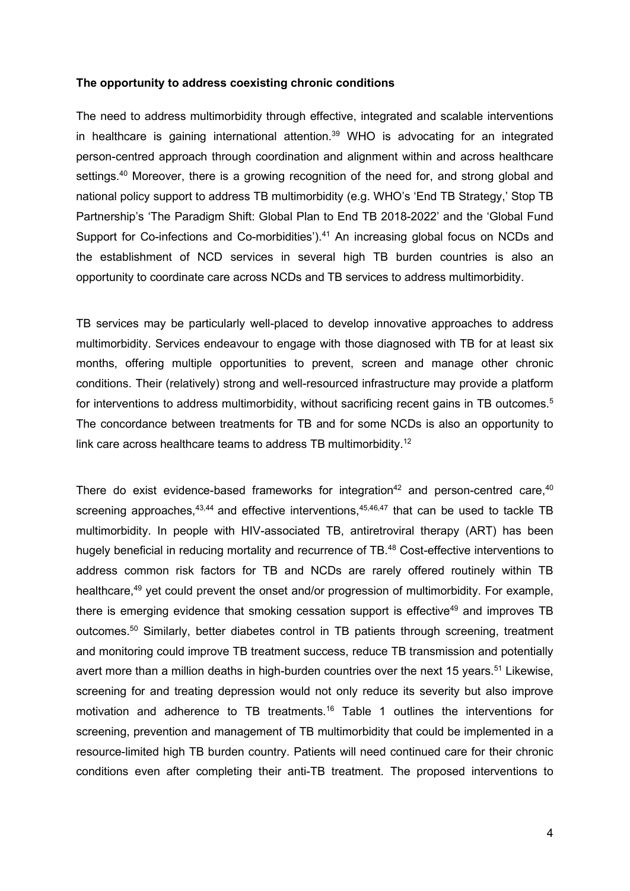**The opportunity to address coexisting chronic conditions**

The need to address multimorbidity through effective, integrated and scalable interventions in healthcare is gaining international attention.[39] WHO is advocating for an integrated person-centred approach through coordination and alignment within and across healthcare settings.[40] Moreover, there is a growing recognition of the need for, and strong global and national policy support to address TB multimorbidity (e.g. WHO's 'End TB Strategy,' Stop TB Partnership's 'The Paradigm Shift: Global Plan to End TB 2018-2022' and the 'Global Fund Support for Co-infections and Co-morbidities').[41] An increasing global focus on NCDs and the establishment of NCD services in several high TB burden countries is also an opportunity to coordinate care across NCDs and TB services to address multimorbidity.

TB services may be particularly well-placed to develop innovative approaches to address multimorbidity. Services endeavour to engage with those diagnosed with TB for at least six months, offering multiple opportunities to prevent, screen and manage other chronic conditions. Their (relatively) strong and well-resourced infrastructure may provide a platform for interventions to address multimorbidity, without sacrificing recent gains in TB outcomes.[5] The concordance between treatments for TB and for some NCDs is also an opportunity to link care across healthcare teams to address TB multimorbidity.[12]

There do exist evidence-based frameworks for integration[42] and person-centred care,[40] screening approaches,[43,44] and effective interventions,[45,46,47] that can be used to tackle TB multimorbidity. In people with HIV-associated TB, antiretroviral therapy (ART) has been hugely beneficial in reducing mortality and recurrence of TB.[48] Cost-effective interventions to address common risk factors for TB and NCDs are rarely offered routinely within TB healthcare,[49] yet could prevent the onset and/or progression of multimorbidity. For example, there is emerging evidence that smoking cessation support is effective[49] and improves TB outcomes.[50] Similarly, better diabetes control in TB patients through screening, treatment and monitoring could improve TB treatment success, reduce TB transmission and potentially avert more than a million deaths in high-burden countries over the next 15 years.[51] Likewise, screening for and treating depression would not only reduce its severity but also improve motivation and adherence to TB treatments.[16] Table 1 outlines the interventions for screening, prevention and management of TB multimorbidity that could be implemented in a resource-limited high TB burden country. Patients will need continued care for their chronic conditions even after completing their anti-TB treatment. The proposed interventions to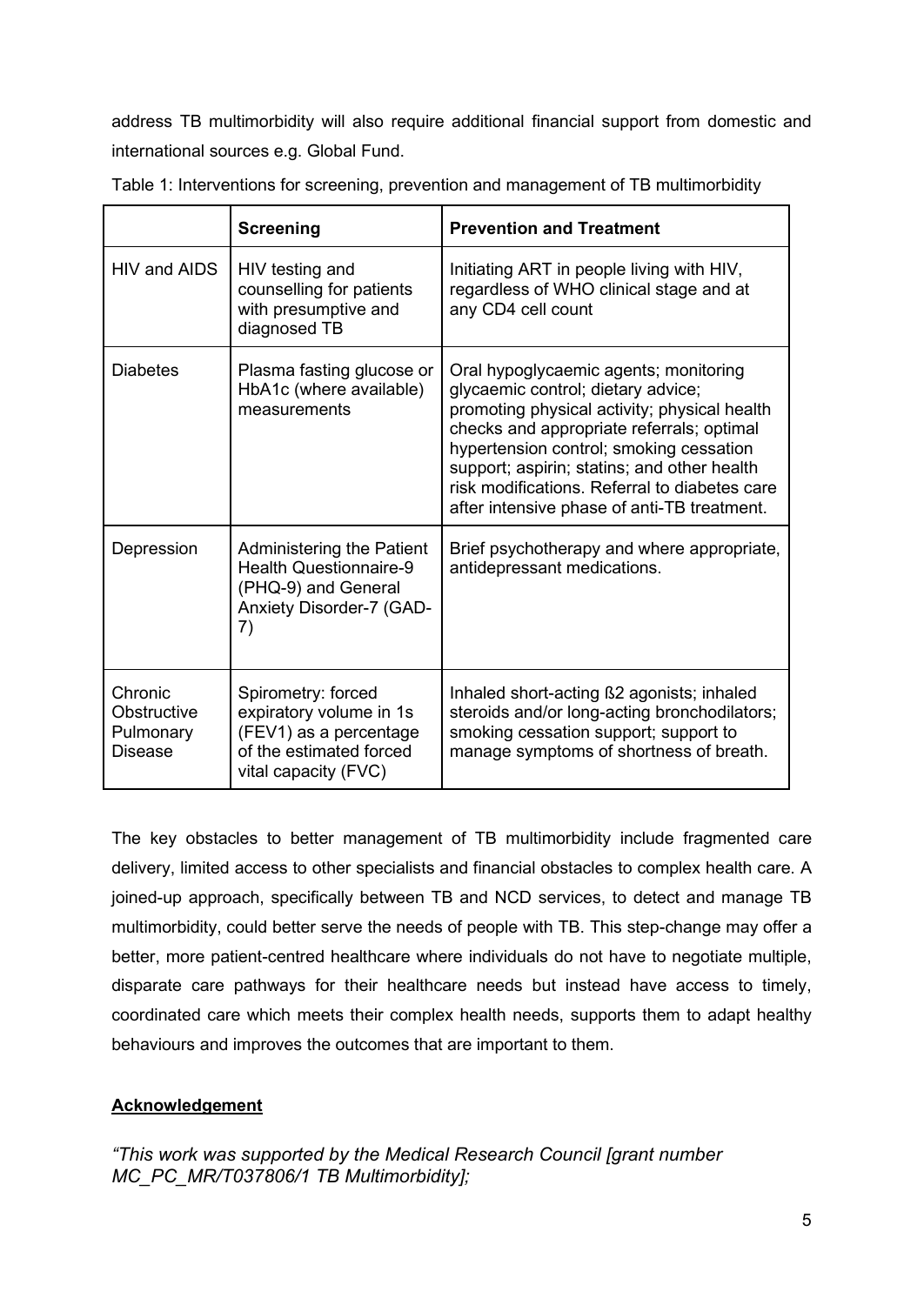address TB multimorbidity will also require additional financial support from domestic and international sources e.g. Global Fund.

Table 1: Interventions for screening, prevention and management of TB multimorbidity

| | **Screening** | **Prevention and Treatment** |
|---|---|---|
| HIV and AIDS | HIV testing and counselling for patients with presumptive and diagnosed TB | Initiating ART in people living with HIV, regardless of WHO clinical stage and at any CD4 cell count |
| Diabetes | Plasma fasting glucose or HbA1c (where available) measurements | Oral hypoglycaemic agents; monitoring glycaemic control; dietary advice; promoting physical activity; physical health checks and appropriate referrals; optimal hypertension control; smoking cessation support; aspirin; statins; and other health risk modifications. Referral to diabetes care after intensive phase of anti-TB treatment. |
| Depression | Administering the Patient Health Questionnaire-9 (PHQ-9) and General Anxiety Disorder-7 (GAD-7) | Brief psychotherapy and where appropriate, antidepressant medications. |
| Chronic Obstructive Pulmonary Disease | Spirometry: forced expiratory volume in 1s (FEV1) as a percentage of the estimated forced vital capacity (FVC) | Inhaled short-acting ß2 agonists; inhaled steroids and/or long-acting bronchodilators; smoking cessation support; support to manage symptoms of shortness of breath. |

The key obstacles to better management of TB multimorbidity include fragmented care delivery, limited access to other specialists and financial obstacles to complex health care. A joined-up approach, specifically between TB and NCD services, to detect and manage TB multimorbidity, could better serve the needs of people with TB. This step-change may offer a better, more patient-centred healthcare where individuals do not have to negotiate multiple, disparate care pathways for their healthcare needs but instead have access to timely, coordinated care which meets their complex health needs, supports them to adapt healthy behaviours and improves the outcomes that are important to them.

**Acknowledgement**

*"This work was supported by the Medical Research Council [grant number MC_PC_MR/T037806/1 TB Multimorbidity];*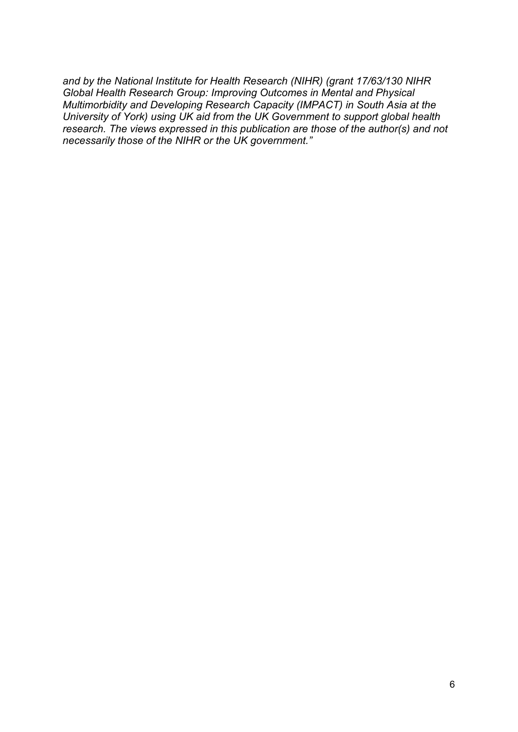*and by the National Institute for Health Research (NIHR) (grant 17/63/130 NIHR Global Health Research Group: Improving Outcomes in Mental and Physical Multimorbidity and Developing Research Capacity (IMPACT) in South Asia at the University of York) using UK aid from the UK Government to support global health research. The views expressed in this publication are those of the author(s) and not necessarily those of the NIHR or the UK government."*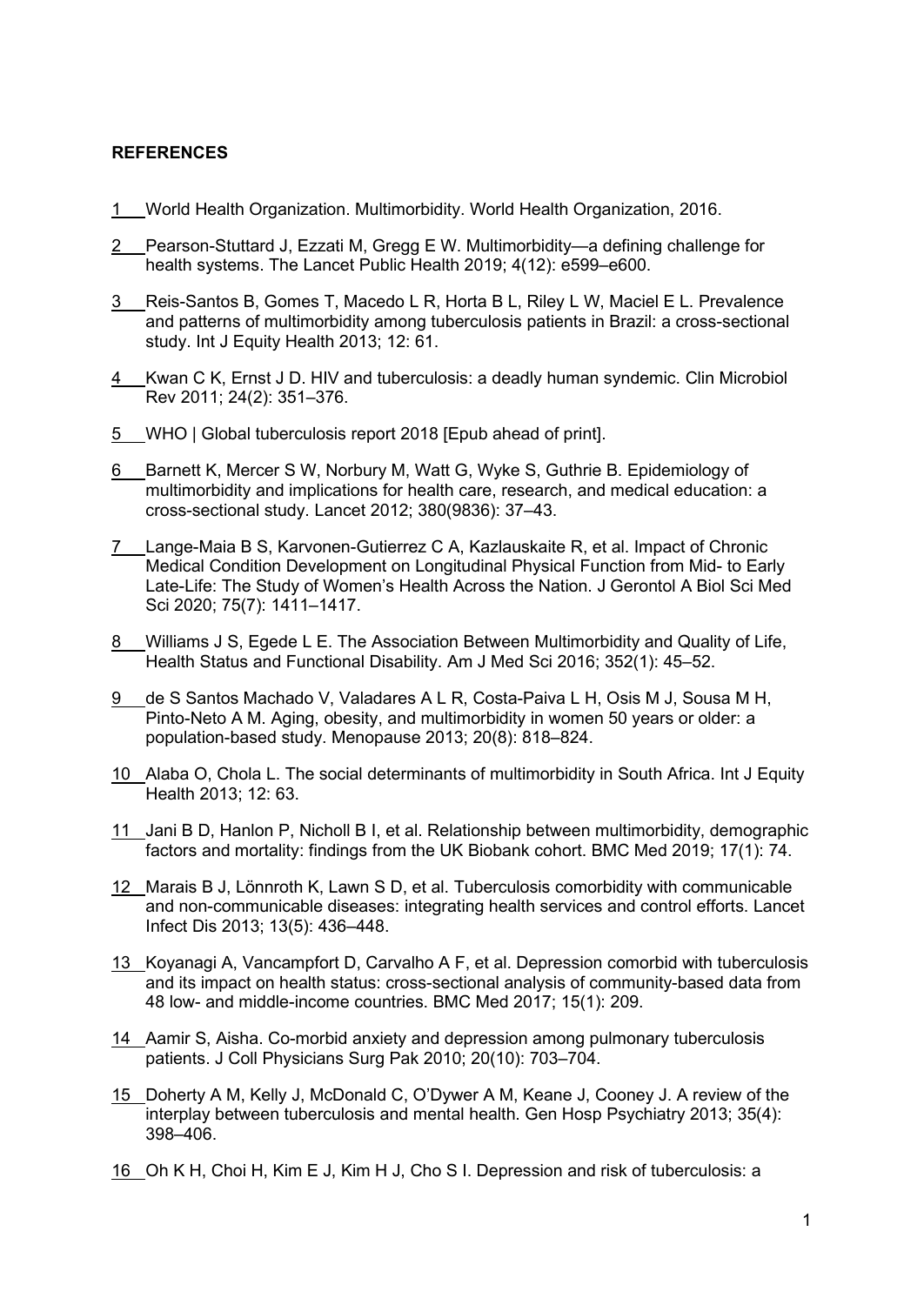**REFERENCES**

1 World Health Organization. Multimorbidity. World Health Organization, 2016.

2 Pearson-Stuttard J, Ezzati M, Gregg E W. Multimorbidity—a defining challenge for health systems. The Lancet Public Health 2019; 4(12): e599–e600.

3 Reis-Santos B, Gomes T, Macedo L R, Horta B L, Riley L W, Maciel E L. Prevalence and patterns of multimorbidity among tuberculosis patients in Brazil: a cross-sectional study. Int J Equity Health 2013; 12: 61.

4 Kwan C K, Ernst J D. HIV and tuberculosis: a deadly human syndemic. Clin Microbiol Rev 2011; 24(2): 351–376.

5 WHO | Global tuberculosis report 2018 [Epub ahead of print].

6 Barnett K, Mercer S W, Norbury M, Watt G, Wyke S, Guthrie B. Epidemiology of multimorbidity and implications for health care, research, and medical education: a cross-sectional study. Lancet 2012; 380(9836): 37–43.

7 Lange-Maia B S, Karvonen-Gutierrez C A, Kazlauskaite R, et al. Impact of Chronic Medical Condition Development on Longitudinal Physical Function from Mid- to Early Late-Life: The Study of Women's Health Across the Nation. J Gerontol A Biol Sci Med Sci 2020; 75(7): 1411–1417.

8 Williams J S, Egede L E. The Association Between Multimorbidity and Quality of Life, Health Status and Functional Disability. Am J Med Sci 2016; 352(1): 45–52.

9 de S Santos Machado V, Valadares A L R, Costa-Paiva L H, Osis M J, Sousa M H, Pinto-Neto A M. Aging, obesity, and multimorbidity in women 50 years or older: a population-based study. Menopause 2013; 20(8): 818–824.

10 Alaba O, Chola L. The social determinants of multimorbidity in South Africa. Int J Equity Health 2013; 12: 63.

11 Jani B D, Hanlon P, Nicholl B I, et al. Relationship between multimorbidity, demographic factors and mortality: findings from the UK Biobank cohort. BMC Med 2019; 17(1): 74.

12 Marais B J, Lönnroth K, Lawn S D, et al. Tuberculosis comorbidity with communicable and non-communicable diseases: integrating health services and control efforts. Lancet Infect Dis 2013; 13(5): 436–448.

13 Koyanagi A, Vancampfort D, Carvalho A F, et al. Depression comorbid with tuberculosis and its impact on health status: cross-sectional analysis of community-based data from 48 low- and middle-income countries. BMC Med 2017; 15(1): 209.

14 Aamir S, Aisha. Co-morbid anxiety and depression among pulmonary tuberculosis patients. J Coll Physicians Surg Pak 2010; 20(10): 703–704.

15 Doherty A M, Kelly J, McDonald C, O'Dywer A M, Keane J, Cooney J. A review of the interplay between tuberculosis and mental health. Gen Hosp Psychiatry 2013; 35(4): 398–406.

16 Oh K H, Choi H, Kim E J, Kim H J, Cho S I. Depression and risk of tuberculosis: a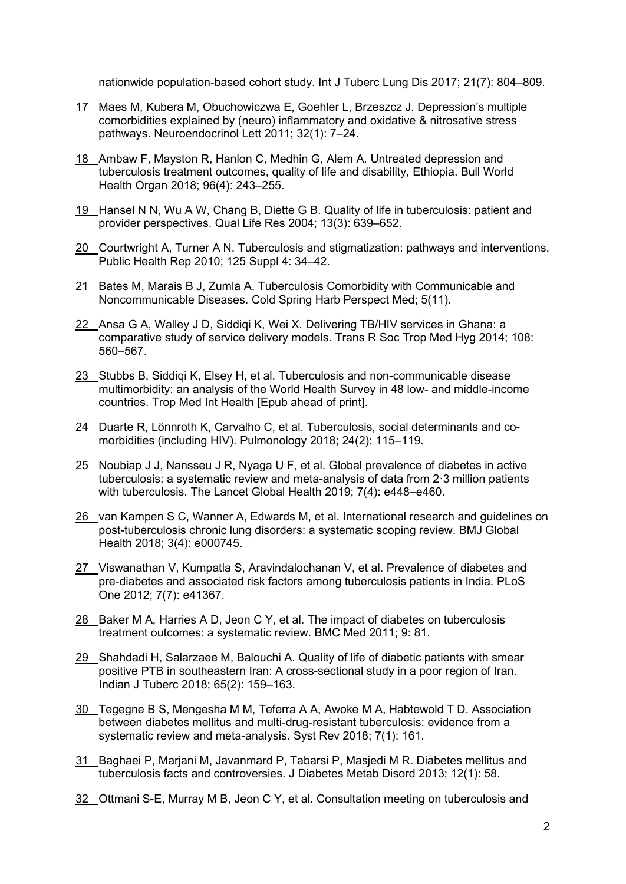nationwide population-based cohort study. Int J Tuberc Lung Dis 2017; 21(7): 804–809.

17 Maes M, Kubera M, Obuchowiczwa E, Goehler L, Brzeszcz J. Depression's multiple comorbidities explained by (neuro) inflammatory and oxidative & nitrosative stress pathways. Neuroendocrinol Lett 2011; 32(1): 7–24.

18 Ambaw F, Mayston R, Hanlon C, Medhin G, Alem A. Untreated depression and tuberculosis treatment outcomes, quality of life and disability, Ethiopia. Bull World Health Organ 2018; 96(4): 243–255.

19 Hansel N N, Wu A W, Chang B, Diette G B. Quality of life in tuberculosis: patient and provider perspectives. Qual Life Res 2004; 13(3): 639–652.

20 Courtwright A, Turner A N. Tuberculosis and stigmatization: pathways and interventions. Public Health Rep 2010; 125 Suppl 4: 34–42.

21 Bates M, Marais B J, Zumla A. Tuberculosis Comorbidity with Communicable and Noncommunicable Diseases. Cold Spring Harb Perspect Med; 5(11).

22 Ansa G A, Walley J D, Siddiqi K, Wei X. Delivering TB/HIV services in Ghana: a comparative study of service delivery models. Trans R Soc Trop Med Hyg 2014; 108: 560–567.

23 Stubbs B, Siddiqi K, Elsey H, et al. Tuberculosis and non-communicable disease multimorbidity: an analysis of the World Health Survey in 48 low- and middle-income countries. Trop Med Int Health [Epub ahead of print].

24 Duarte R, Lönnroth K, Carvalho C, et al. Tuberculosis, social determinants and co-morbidities (including HIV). Pulmonology 2018; 24(2): 115–119.

25 Noubiap J J, Nansseu J R, Nyaga U F, et al. Global prevalence of diabetes in active tuberculosis: a systematic review and meta-analysis of data from 2·3 million patients with tuberculosis. The Lancet Global Health 2019; 7(4): e448–e460.

26 van Kampen S C, Wanner A, Edwards M, et al. International research and guidelines on post-tuberculosis chronic lung disorders: a systematic scoping review. BMJ Global Health 2018; 3(4): e000745.

27 Viswanathan V, Kumpatla S, Aravindalochanan V, et al. Prevalence of diabetes and pre-diabetes and associated risk factors among tuberculosis patients in India. PLoS One 2012; 7(7): e41367.

28 Baker M A, Harries A D, Jeon C Y, et al. The impact of diabetes on tuberculosis treatment outcomes: a systematic review. BMC Med 2011; 9: 81.

29 Shahdadi H, Salarzaee M, Balouchi A. Quality of life of diabetic patients with smear positive PTB in southeastern Iran: A cross-sectional study in a poor region of Iran. Indian J Tuberc 2018; 65(2): 159–163.

30 Tegegne B S, Mengesha M M, Teferra A A, Awoke M A, Habtewold T D. Association between diabetes mellitus and multi-drug-resistant tuberculosis: evidence from a systematic review and meta-analysis. Syst Rev 2018; 7(1): 161.

31 Baghaei P, Marjani M, Javanmard P, Tabarsi P, Masjedi M R. Diabetes mellitus and tuberculosis facts and controversies. J Diabetes Metab Disord 2013; 12(1): 58.

32 Ottmani S-E, Murray M B, Jeon C Y, et al. Consultation meeting on tuberculosis and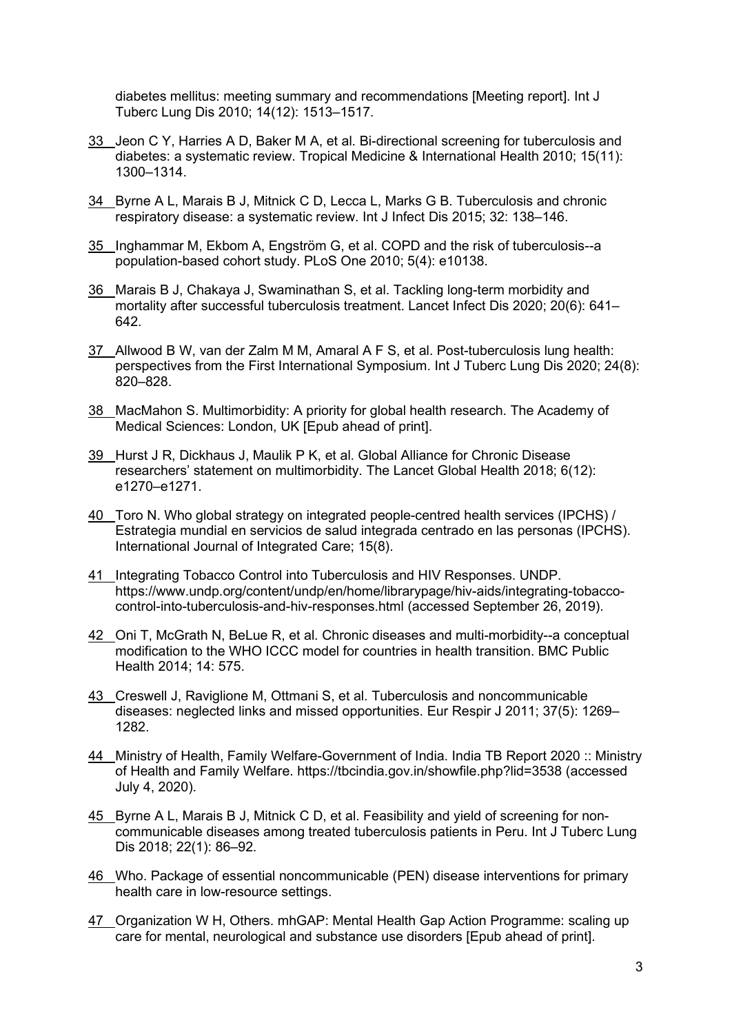diabetes mellitus: meeting summary and recommendations [Meeting report]. Int J Tuberc Lung Dis 2010; 14(12): 1513–1517.

33 Jeon C Y, Harries A D, Baker M A, et al. Bi-directional screening for tuberculosis and diabetes: a systematic review. Tropical Medicine & International Health 2010; 15(11): 1300–1314.

34 Byrne A L, Marais B J, Mitnick C D, Lecca L, Marks G B. Tuberculosis and chronic respiratory disease: a systematic review. Int J Infect Dis 2015; 32: 138–146.

35 Inghammar M, Ekbom A, Engström G, et al. COPD and the risk of tuberculosis--a population-based cohort study. PLoS One 2010; 5(4): e10138.

36 Marais B J, Chakaya J, Swaminathan S, et al. Tackling long-term morbidity and mortality after successful tuberculosis treatment. Lancet Infect Dis 2020; 20(6): 641–642.

37 Allwood B W, van der Zalm M M, Amaral A F S, et al. Post-tuberculosis lung health: perspectives from the First International Symposium. Int J Tuberc Lung Dis 2020; 24(8): 820–828.

38 MacMahon S. Multimorbidity: A priority for global health research. The Academy of Medical Sciences: London, UK [Epub ahead of print].

39 Hurst J R, Dickhaus J, Maulik P K, et al. Global Alliance for Chronic Disease researchers' statement on multimorbidity. The Lancet Global Health 2018; 6(12): e1270–e1271.

40 Toro N. Who global strategy on integrated people-centred health services (IPCHS) / Estrategia mundial en servicios de salud integrada centrado en las personas (IPCHS). International Journal of Integrated Care; 15(8).

41 Integrating Tobacco Control into Tuberculosis and HIV Responses. UNDP. https://www.undp.org/content/undp/en/home/librarypage/hiv-aids/integrating-tobacco-control-into-tuberculosis-and-hiv-responses.html (accessed September 26, 2019).

42 Oni T, McGrath N, BeLue R, et al. Chronic diseases and multi-morbidity--a conceptual modification to the WHO ICCC model for countries in health transition. BMC Public Health 2014; 14: 575.

43 Creswell J, Raviglione M, Ottmani S, et al. Tuberculosis and noncommunicable diseases: neglected links and missed opportunities. Eur Respir J 2011; 37(5): 1269–1282.

44 Ministry of Health, Family Welfare-Government of India. India TB Report 2020 :: Ministry of Health and Family Welfare. https://tbcindia.gov.in/showfile.php?lid=3538 (accessed July 4, 2020).

45 Byrne A L, Marais B J, Mitnick C D, et al. Feasibility and yield of screening for non-communicable diseases among treated tuberculosis patients in Peru. Int J Tuberc Lung Dis 2018; 22(1): 86–92.

46 Who. Package of essential noncommunicable (PEN) disease interventions for primary health care in low-resource settings.

47 Organization W H, Others. mhGAP: Mental Health Gap Action Programme: scaling up care for mental, neurological and substance use disorders [Epub ahead of print].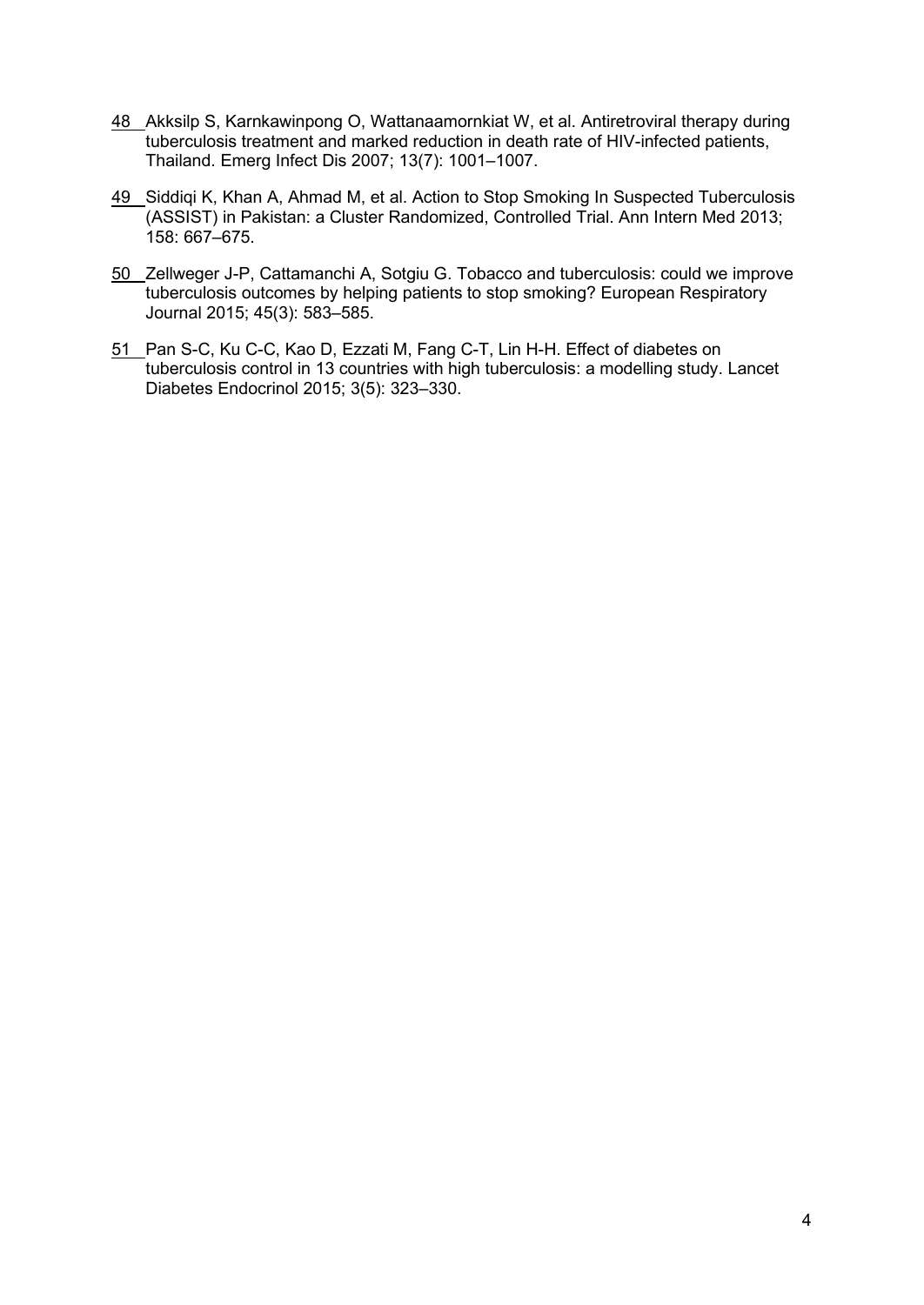48 Akksilp S, Karnkawinpong O, Wattanaamornkiat W, et al. Antiretroviral therapy during tuberculosis treatment and marked reduction in death rate of HIV-infected patients, Thailand. Emerg Infect Dis 2007; 13(7): 1001–1007.

49 Siddiqi K, Khan A, Ahmad M, et al. Action to Stop Smoking In Suspected Tuberculosis (ASSIST) in Pakistan: a Cluster Randomized, Controlled Trial. Ann Intern Med 2013; 158: 667–675.

50 Zellweger J-P, Cattamanchi A, Sotgiu G. Tobacco and tuberculosis: could we improve tuberculosis outcomes by helping patients to stop smoking? European Respiratory Journal 2015; 45(3): 583–585.

51 Pan S-C, Ku C-C, Kao D, Ezzati M, Fang C-T, Lin H-H. Effect of diabetes on tuberculosis control in 13 countries with high tuberculosis: a modelling study. Lancet Diabetes Endocrinol 2015; 3(5): 323–330.